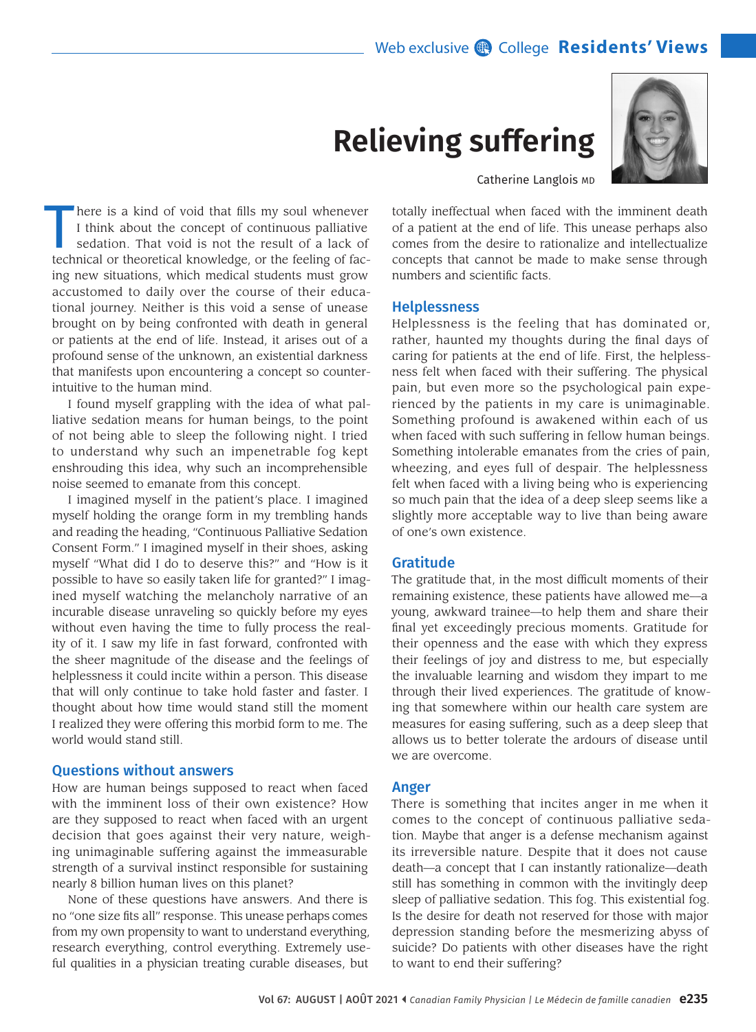# Relieving suffering

Catherine Langlois MD

There is a kind of void that fills my soul whenever I think about the concept of continuous palliative sedation. That void is not the result of a lack of technical or theoretical knowledge, or the feeling of facing new situations, which medical students must grow accustomed to daily over the course of their educational journey. Neither is this void a sense of unease brought on by being confronted with death in general or patients at the end of life. Instead, it arises out of a profound sense of the unknown, an existential darkness that manifests upon encountering a concept so counterintuitive to the human mind.

I found myself grappling with the idea of what palliative sedation means for human beings, to the point of not being able to sleep the following night. I tried to understand why such an impenetrable fog kept enshrouding this idea, why such an incomprehensible noise seemed to emanate from this concept.

I imagined myself in the patient's place. I imagined myself holding the orange form in my trembling hands and reading the heading, "Continuous Palliative Sedation Consent Form." I imagined myself in their shoes, asking myself "What did I do to deserve this?" and "How is it possible to have so easily taken life for granted?" I imagined myself watching the melancholy narrative of an incurable disease unraveling so quickly before my eyes without even having the time to fully process the reality of it. I saw my life in fast forward, confronted with the sheer magnitude of the disease and the feelings of helplessness it could incite within a person. This disease that will only continue to take hold faster and faster. I thought about how time would stand still the moment I realized they were offering this morbid form to me. The world would stand still.

## Questions without answers

How are human beings supposed to react when faced with the imminent loss of their own existence? How are they supposed to react when faced with an urgent decision that goes against their very nature, weighing unimaginable suffering against the immeasurable strength of a survival instinct responsible for sustaining nearly 8 billion human lives on this planet?

None of these questions have answers. And there is no "one size fits all" response. This unease perhaps comes from my own propensity to want to understand everything, research everything, control everything. Extremely useful qualities in a physician treating curable diseases, but totally ineffectual when faced with the imminent death of a patient at the end of life. This unease perhaps also comes from the desire to rationalize and intellectualize concepts that cannot be made to make sense through numbers and scientific facts.

## Helplessness

Helplessness is the feeling that has dominated or, rather, haunted my thoughts during the final days of caring for patients at the end of life. First, the helplessness felt when faced with their suffering. The physical pain, but even more so the psychological pain experienced by the patients in my care is unimaginable. Something profound is awakened within each of us when faced with such suffering in fellow human beings. Something intolerable emanates from the cries of pain, wheezing, and eyes full of despair. The helplessness felt when faced with a living being who is experiencing so much pain that the idea of a deep sleep seems like a slightly more acceptable way to live than being aware of one's own existence.

## Gratitude

The gratitude that, in the most difficult moments of their remaining existence, these patients have allowed me—a young, awkward trainee—to help them and share their final yet exceedingly precious moments. Gratitude for their openness and the ease with which they express their feelings of joy and distress to me, but especially the invaluable learning and wisdom they impart to me through their lived experiences. The gratitude of knowing that somewhere within our health care system are measures for easing suffering, such as a deep sleep that allows us to better tolerate the ardours of disease until we are overcome.

## Anger

There is something that incites anger in me when it comes to the concept of continuous palliative sedation. Maybe that anger is a defense mechanism against its irreversible nature. Despite that it does not cause death—a concept that I can instantly rationalize—death still has something in common with the invitingly deep sleep of palliative sedation. This fog. This existential fog. Is the desire for death not reserved for those with major depression standing before the mesmerizing abyss of suicide? Do patients with other diseases have the right to want to end their suffering?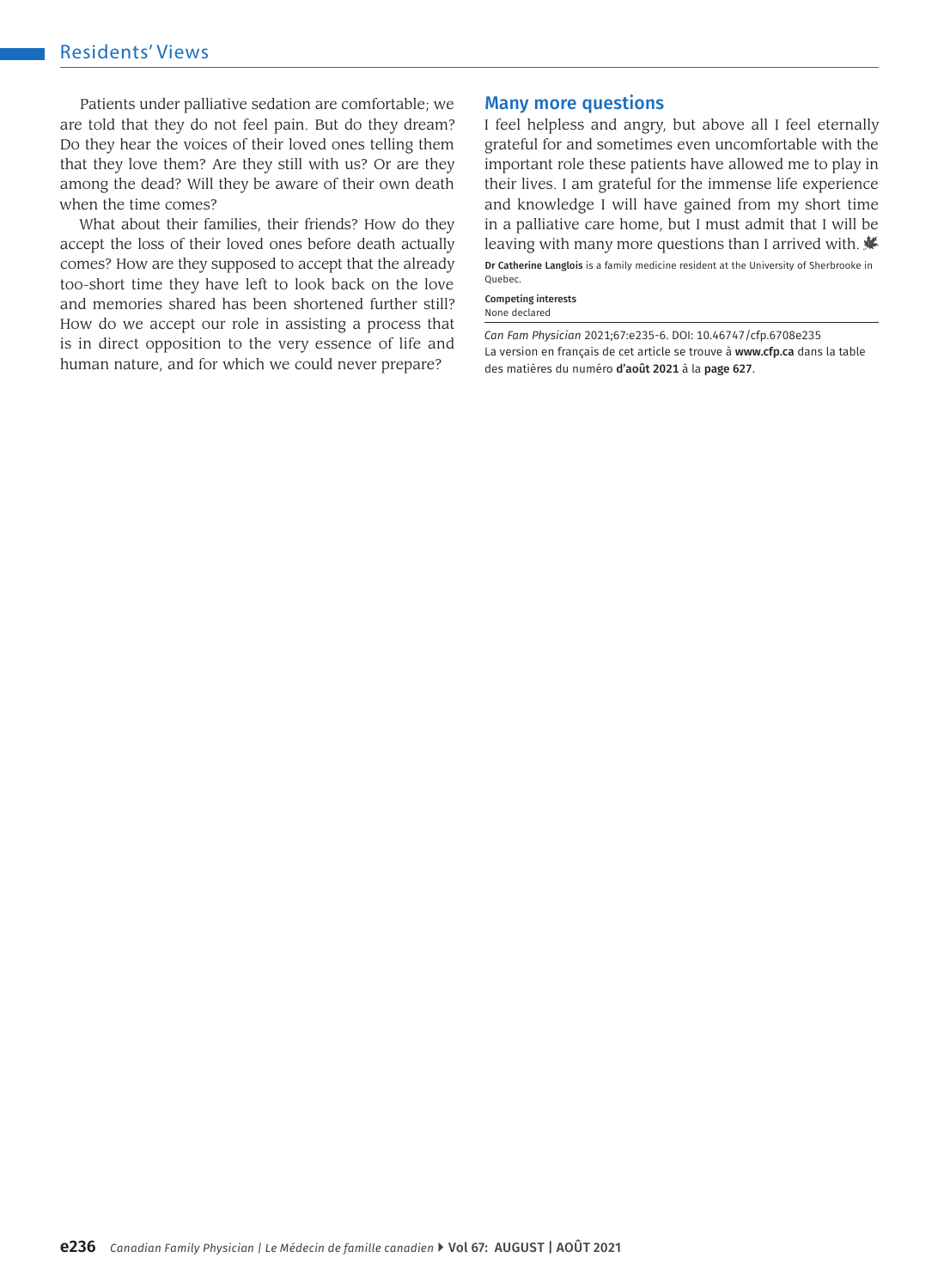Patients under palliative sedation are comfortable; we are told that they do not feel pain. But do they dream? Do they hear the voices of their loved ones telling them that they love them? Are they still with us? Or are they among the dead? Will they be aware of their own death when the time comes?

What about their families, their friends? How do they accept the loss of their loved ones before death actually comes? How are they supposed to accept that the already too-short time they have left to look back on the love and memories shared has been shortened further still? How do we accept our role in assisting a process that is in direct opposition to the very essence of life and human nature, and for which we could never prepare?

## Many more questions

I feel helpless and angry, but above all I feel eternally grateful for and sometimes even uncomfortable with the important role these patients have allowed me to play in their lives. I am grateful for the immense life experience and knowledge I will have gained from my short time in a palliative care home, but I must admit that I will be leaving with many more questions than I arrived with.

**Dr Catherine Langlois** is a family medicine resident at the University of Sherbrooke in Quebec.

**Competing interests**
None declared

*Can Fam Physician* 2021;67:e235-6. DOI: 10.46747/cfp.6708e235
La version en français de cet article se trouve à **www.cfp.ca** dans la table des matières du numéro **d'août 2021** à la **page 627**.